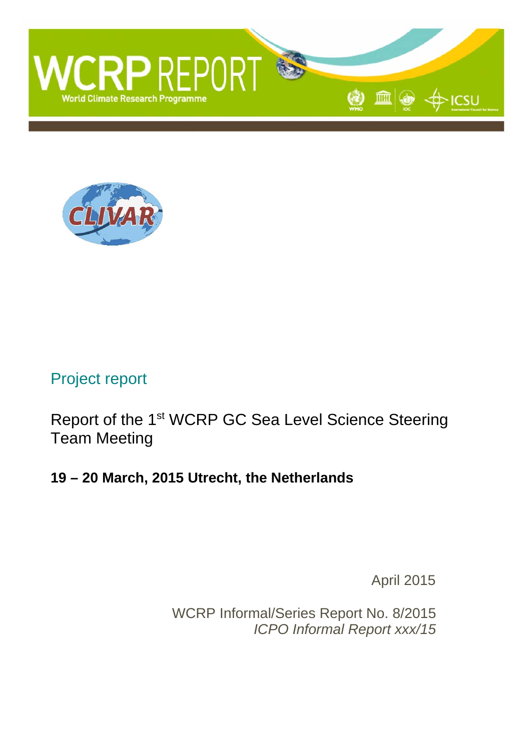# WCRP REPORT

World Climate Research Programme

CLIVAR

Project report

## Report of the 1st WCRP GC Sea Level Science Steering Team Meeting

**19 – 20 March, 2015 Utrecht, the Netherlands**

April 2015

WCRP Informal/Series Report No. 8/2015
*ICPO Informal Report xxx/15*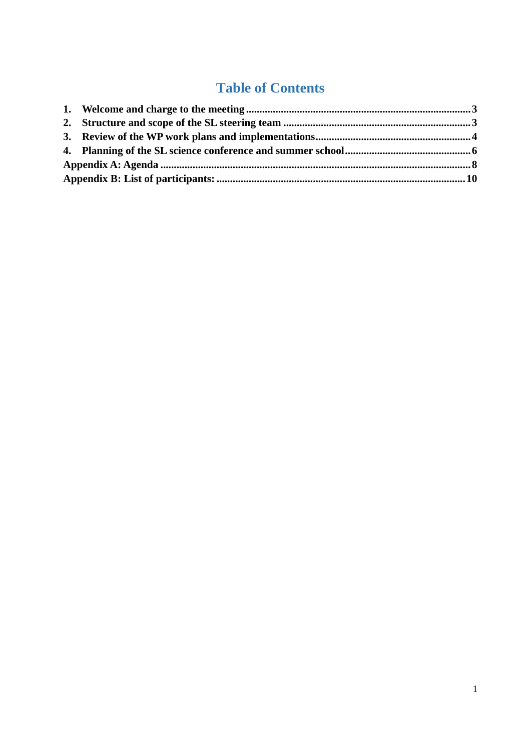# Table of Contents

1. **Welcome and charge to the meeting** ........................................................................ 3
2. **Structure and scope of the SL steering team** ........................................................... 3
3. **Review of the WP work plans and implementations** ................................................. 4
4. **Planning of the SL science conference and summer school** ........................................ 6

**Appendix A: Agenda** ..................................................................................................... 8

**Appendix B: List of participants:** .................................................................................. 10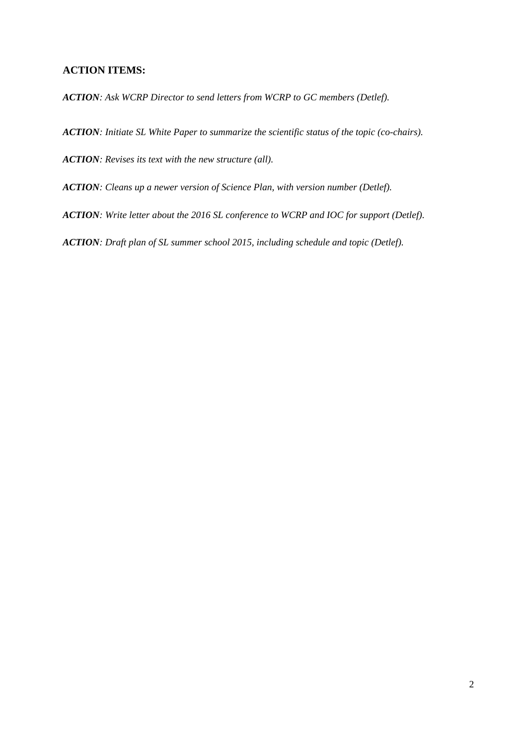**ACTION ITEMS:**

***ACTION**: Ask WCRP Director to send letters from WCRP to GC members (Detlef).*

***ACTION**: Initiate SL White Paper to summarize the scientific status of the topic (co-chairs).*

***ACTION**: Revises its text with the new structure (all).*

***ACTION**: Cleans up a newer version of Science Plan, with version number (Detlef).*

***ACTION**: Write letter about the 2016 SL conference to WCRP and IOC for support (Detlef).*

***ACTION**: Draft plan of SL summer school 2015, including schedule and topic (Detlef).*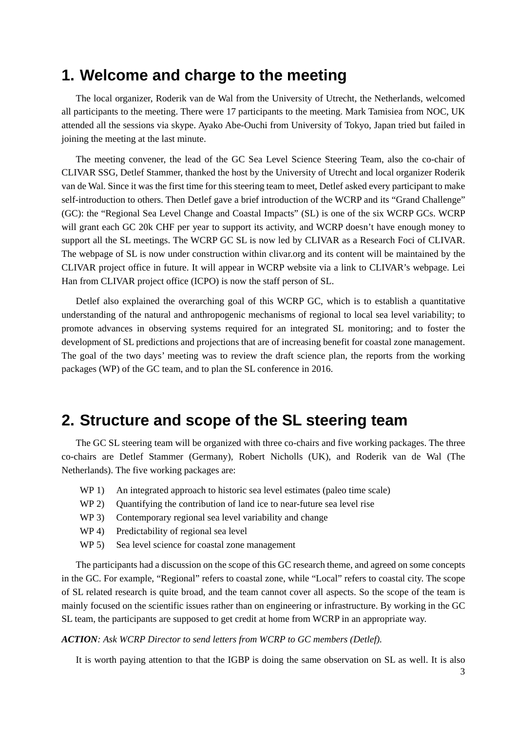# 1. Welcome and charge to the meeting

The local organizer, Roderik van de Wal from the University of Utrecht, the Netherlands, welcomed all participants to the meeting. There were 17 participants to the meeting. Mark Tamisiea from NOC, UK attended all the sessions via skype. Ayako Abe-Ouchi from University of Tokyo, Japan tried but failed in joining the meeting at the last minute.

The meeting convener, the lead of the GC Sea Level Science Steering Team, also the co-chair of CLIVAR SSG, Detlef Stammer, thanked the host by the University of Utrecht and local organizer Roderik van de Wal. Since it was the first time for this steering team to meet, Detlef asked every participant to make self-introduction to others. Then Detlef gave a brief introduction of the WCRP and its "Grand Challenge" (GC): the "Regional Sea Level Change and Coastal Impacts" (SL) is one of the six WCRP GCs. WCRP will grant each GC 20k CHF per year to support its activity, and WCRP doesn't have enough money to support all the SL meetings. The WCRP GC SL is now led by CLIVAR as a Research Foci of CLIVAR. The webpage of SL is now under construction within clivar.org and its content will be maintained by the CLIVAR project office in future. It will appear in WCRP website via a link to CLIVAR's webpage. Lei Han from CLIVAR project office (ICPO) is now the staff person of SL.

Detlef also explained the overarching goal of this WCRP GC, which is to establish a quantitative understanding of the natural and anthropogenic mechanisms of regional to local sea level variability; to promote advances in observing systems required for an integrated SL monitoring; and to foster the development of SL predictions and projections that are of increasing benefit for coastal zone management. The goal of the two days' meeting was to review the draft science plan, the reports from the working packages (WP) of the GC team, and to plan the SL conference in 2016.

# 2. Structure and scope of the SL steering team

The GC SL steering team will be organized with three co-chairs and five working packages. The three co-chairs are Detlef Stammer (Germany), Robert Nicholls (UK), and Roderik van de Wal (The Netherlands). The five working packages are:

- WP 1) An integrated approach to historic sea level estimates (paleo time scale)
- WP 2) Quantifying the contribution of land ice to near-future sea level rise
- WP 3) Contemporary regional sea level variability and change
- WP 4) Predictability of regional sea level
- WP 5) Sea level science for coastal zone management

The participants had a discussion on the scope of this GC research theme, and agreed on some concepts in the GC. For example, "Regional" refers to coastal zone, while "Local" refers to coastal city. The scope of SL related research is quite broad, and the team cannot cover all aspects. So the scope of the team is mainly focused on the scientific issues rather than on engineering or infrastructure. By working in the GC SL team, the participants are supposed to get credit at home from WCRP in an appropriate way.

***ACTION****: Ask WCRP Director to send letters from WCRP to GC members (Detlef).*

It is worth paying attention to that the IGBP is doing the same observation on SL as well. It is also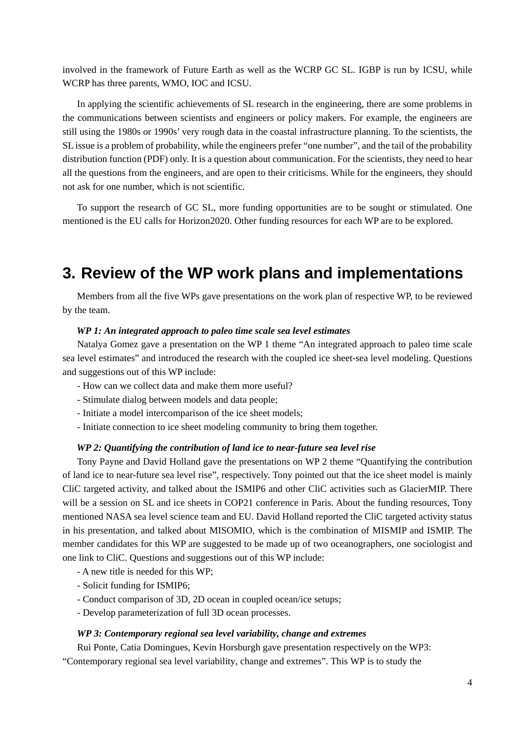involved in the framework of Future Earth as well as the WCRP GC SL. IGBP is run by ICSU, while WCRP has three parents, WMO, IOC and ICSU.

In applying the scientific achievements of SL research in the engineering, there are some problems in the communications between scientists and engineers or policy makers. For example, the engineers are still using the 1980s or 1990s' very rough data in the coastal infrastructure planning. To the scientists, the SL issue is a problem of probability, while the engineers prefer "one number", and the tail of the probability distribution function (PDF) only. It is a question about communication. For the scientists, they need to hear all the questions from the engineers, and are open to their criticisms. While for the engineers, they should not ask for one number, which is not scientific.

To support the research of GC SL, more funding opportunities are to be sought or stimulated. One mentioned is the EU calls for Horizon2020. Other funding resources for each WP are to be explored.

# 3. Review of the WP work plans and implementations

Members from all the five WPs gave presentations on the work plan of respective WP, to be reviewed by the team.

***WP 1: An integrated approach to paleo time scale sea level estimates***

Natalya Gomez gave a presentation on the WP 1 theme "An integrated approach to paleo time scale sea level estimates" and introduced the research with the coupled ice sheet-sea level modeling. Questions and suggestions out of this WP include:

- How can we collect data and make them more useful?
- Stimulate dialog between models and data people;
- Initiate a model intercomparison of the ice sheet models;
- Initiate connection to ice sheet modeling community to bring them together.

***WP 2: Quantifying the contribution of land ice to near-future sea level rise***

Tony Payne and David Holland gave the presentations on WP 2 theme "Quantifying the contribution of land ice to near-future sea level rise", respectively. Tony pointed out that the ice sheet model is mainly CliC targeted activity, and talked about the ISMIP6 and other CliC activities such as GlacierMIP. There will be a session on SL and ice sheets in COP21 conference in Paris. About the funding resources, Tony mentioned NASA sea level science team and EU. David Holland reported the CliC targeted activity status in his presentation, and talked about MISOMIO, which is the combination of MISMIP and ISMIP. The member candidates for this WP are suggested to be made up of two oceanographers, one sociologist and one link to CliC. Questions and suggestions out of this WP include:

- A new title is needed for this WP;
- Solicit funding for ISMIP6;
- Conduct comparison of 3D, 2D ocean in coupled ocean/ice setups;
- Develop parameterization of full 3D ocean processes.

***WP 3: Contemporary regional sea level variability, change and extremes***

Rui Ponte, Catia Domingues, Kevin Horsburgh gave presentation respectively on the WP3: "Contemporary regional sea level variability, change and extremes". This WP is to study the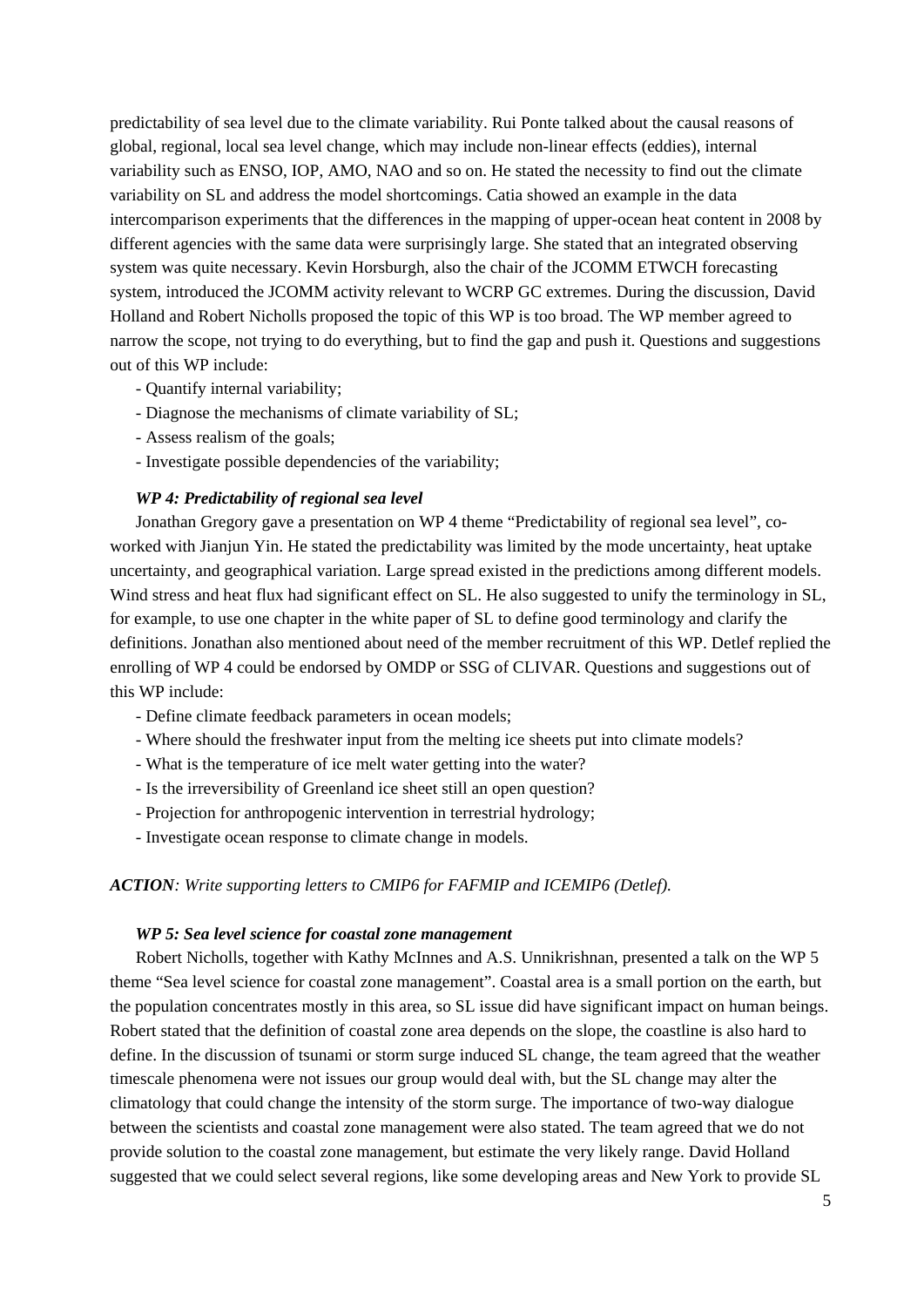predictability of sea level due to the climate variability. Rui Ponte talked about the causal reasons of global, regional, local sea level change, which may include non-linear effects (eddies), internal variability such as ENSO, IOP, AMO, NAO and so on. He stated the necessity to find out the climate variability on SL and address the model shortcomings. Catia showed an example in the data intercomparison experiments that the differences in the mapping of upper-ocean heat content in 2008 by different agencies with the same data were surprisingly large. She stated that an integrated observing system was quite necessary. Kevin Horsburgh, also the chair of the JCOMM ETWCH forecasting system, introduced the JCOMM activity relevant to WCRP GC extremes. During the discussion, David Holland and Robert Nicholls proposed the topic of this WP is too broad. The WP member agreed to narrow the scope, not trying to do everything, but to find the gap and push it. Questions and suggestions out of this WP include:

- Quantify internal variability;
- Diagnose the mechanisms of climate variability of SL;
- Assess realism of the goals;
- Investigate possible dependencies of the variability;

***WP 4: Predictability of regional sea level***

Jonathan Gregory gave a presentation on WP 4 theme "Predictability of regional sea level", co-worked with Jianjun Yin. He stated the predictability was limited by the mode uncertainty, heat uptake uncertainty, and geographical variation. Large spread existed in the predictions among different models. Wind stress and heat flux had significant effect on SL. He also suggested to unify the terminology in SL, for example, to use one chapter in the white paper of SL to define good terminology and clarify the definitions. Jonathan also mentioned about need of the member recruitment of this WP. Detlef replied the enrolling of WP 4 could be endorsed by OMDP or SSG of CLIVAR. Questions and suggestions out of this WP include:

- Define climate feedback parameters in ocean models;
- Where should the freshwater input from the melting ice sheets put into climate models?
- What is the temperature of ice melt water getting into the water?
- Is the irreversibility of Greenland ice sheet still an open question?
- Projection for anthropogenic intervention in terrestrial hydrology;
- Investigate ocean response to climate change in models.

***ACTION****: Write supporting letters to CMIP6 for FAFMIP and ICEMIP6 (Detlef).*

***WP 5: Sea level science for coastal zone management***

Robert Nicholls, together with Kathy McInnes and A.S. Unnikrishnan, presented a talk on the WP 5 theme "Sea level science for coastal zone management". Coastal area is a small portion on the earth, but the population concentrates mostly in this area, so SL issue did have significant impact on human beings. Robert stated that the definition of coastal zone area depends on the slope, the coastline is also hard to define. In the discussion of tsunami or storm surge induced SL change, the team agreed that the weather timescale phenomena were not issues our group would deal with, but the SL change may alter the climatology that could change the intensity of the storm surge. The importance of two-way dialogue between the scientists and coastal zone management were also stated. The team agreed that we do not provide solution to the coastal zone management, but estimate the very likely range. David Holland suggested that we could select several regions, like some developing areas and New York to provide SL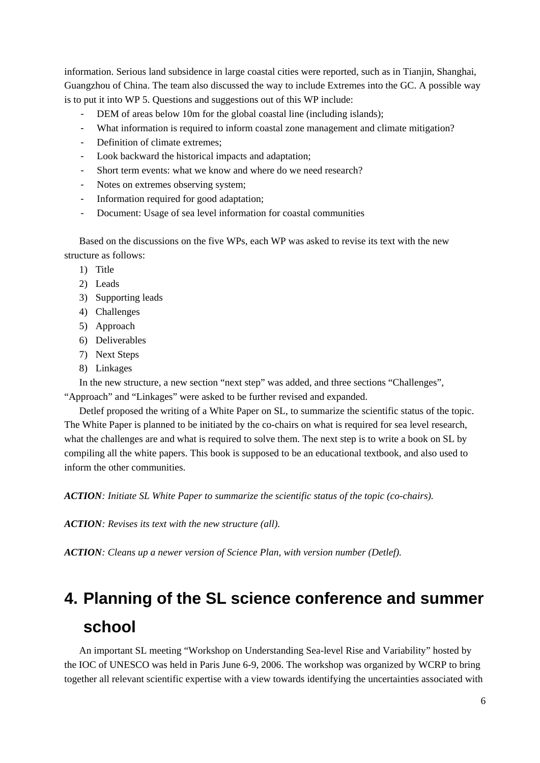information. Serious land subsidence in large coastal cities were reported, such as in Tianjin, Shanghai, Guangzhou of China. The team also discussed the way to include Extremes into the GC. A possible way is to put it into WP 5. Questions and suggestions out of this WP include:

- DEM of areas below 10m for the global coastal line (including islands);
- What information is required to inform coastal zone management and climate mitigation?
- Definition of climate extremes;
- Look backward the historical impacts and adaptation;
- Short term events: what we know and where do we need research?
- Notes on extremes observing system;
- Information required for good adaptation;
- Document: Usage of sea level information for coastal communities

Based on the discussions on the five WPs, each WP was asked to revise its text with the new structure as follows:

1) Title
2) Leads
3) Supporting leads
4) Challenges
5) Approach
6) Deliverables
7) Next Steps
8) Linkages

In the new structure, a new section "next step" was added, and three sections "Challenges", "Approach" and "Linkages" were asked to be further revised and expanded.

Detlef proposed the writing of a White Paper on SL, to summarize the scientific status of the topic. The White Paper is planned to be initiated by the co-chairs on what is required for sea level research, what the challenges are and what is required to solve them. The next step is to write a book on SL by compiling all the white papers. This book is supposed to be an educational textbook, and also used to inform the other communities.

***ACTION****: Initiate SL White Paper to summarize the scientific status of the topic (co-chairs).*

***ACTION****: Revises its text with the new structure (all).*

***ACTION****: Cleans up a newer version of Science Plan, with version number (Detlef).*

# 4. Planning of the SL science conference and summer school

An important SL meeting "Workshop on Understanding Sea-level Rise and Variability" hosted by the IOC of UNESCO was held in Paris June 6-9, 2006. The workshop was organized by WCRP to bring together all relevant scientific expertise with a view towards identifying the uncertainties associated with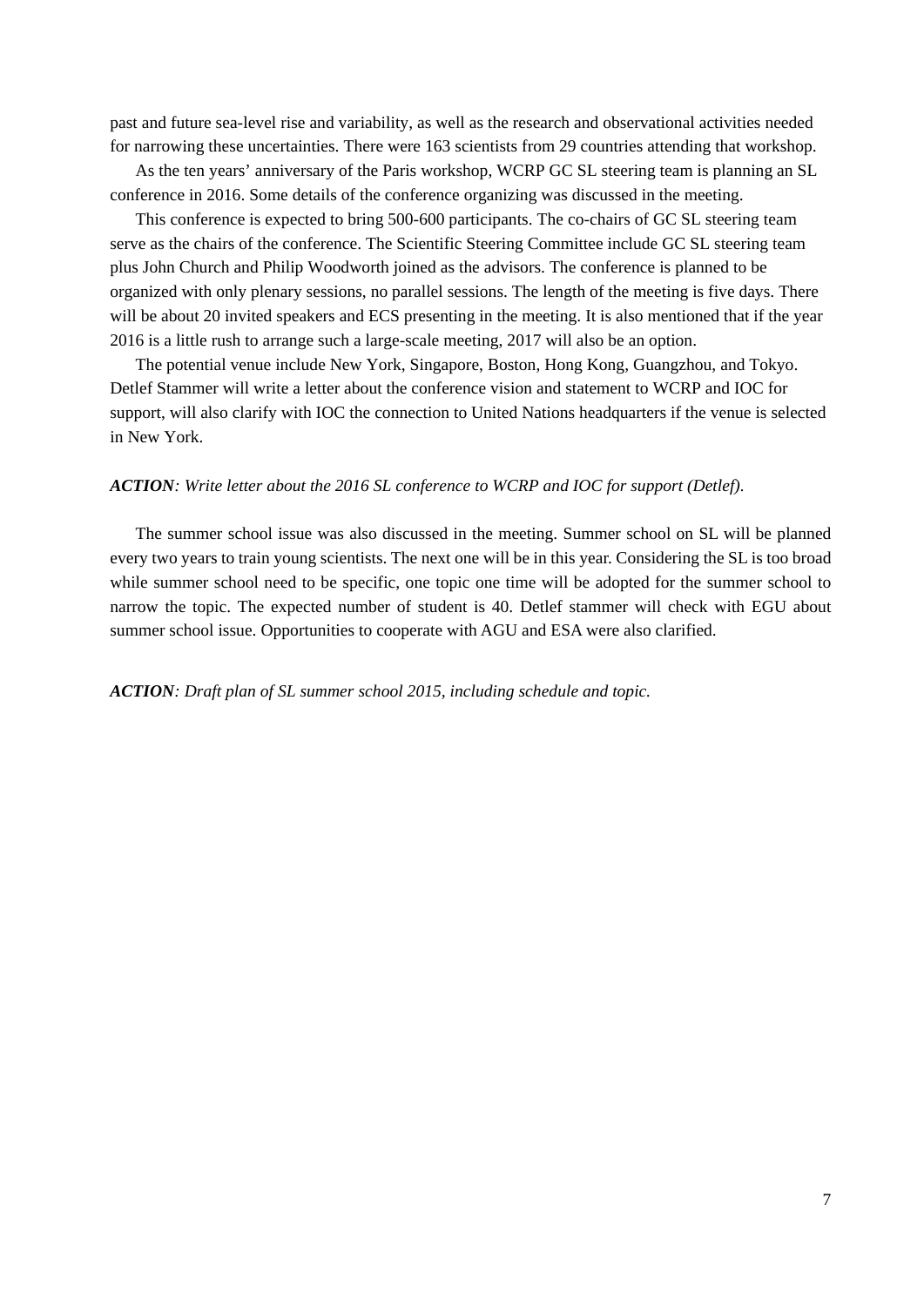past and future sea-level rise and variability, as well as the research and observational activities needed for narrowing these uncertainties. There were 163 scientists from 29 countries attending that workshop.

As the ten years' anniversary of the Paris workshop, WCRP GC SL steering team is planning an SL conference in 2016. Some details of the conference organizing was discussed in the meeting.

This conference is expected to bring 500-600 participants. The co-chairs of GC SL steering team serve as the chairs of the conference. The Scientific Steering Committee include GC SL steering team plus John Church and Philip Woodworth joined as the advisors. The conference is planned to be organized with only plenary sessions, no parallel sessions. The length of the meeting is five days. There will be about 20 invited speakers and ECS presenting in the meeting. It is also mentioned that if the year 2016 is a little rush to arrange such a large-scale meeting, 2017 will also be an option.

The potential venue include New York, Singapore, Boston, Hong Kong, Guangzhou, and Tokyo. Detlef Stammer will write a letter about the conference vision and statement to WCRP and IOC for support, will also clarify with IOC the connection to United Nations headquarters if the venue is selected in New York.

***ACTION****: Write letter about the 2016 SL conference to WCRP and IOC for support (Detlef).*

The summer school issue was also discussed in the meeting. Summer school on SL will be planned every two years to train young scientists. The next one will be in this year. Considering the SL is too broad while summer school need to be specific, one topic one time will be adopted for the summer school to narrow the topic. The expected number of student is 40. Detlef stammer will check with EGU about summer school issue. Opportunities to cooperate with AGU and ESA were also clarified.

***ACTION****: Draft plan of SL summer school 2015, including schedule and topic.*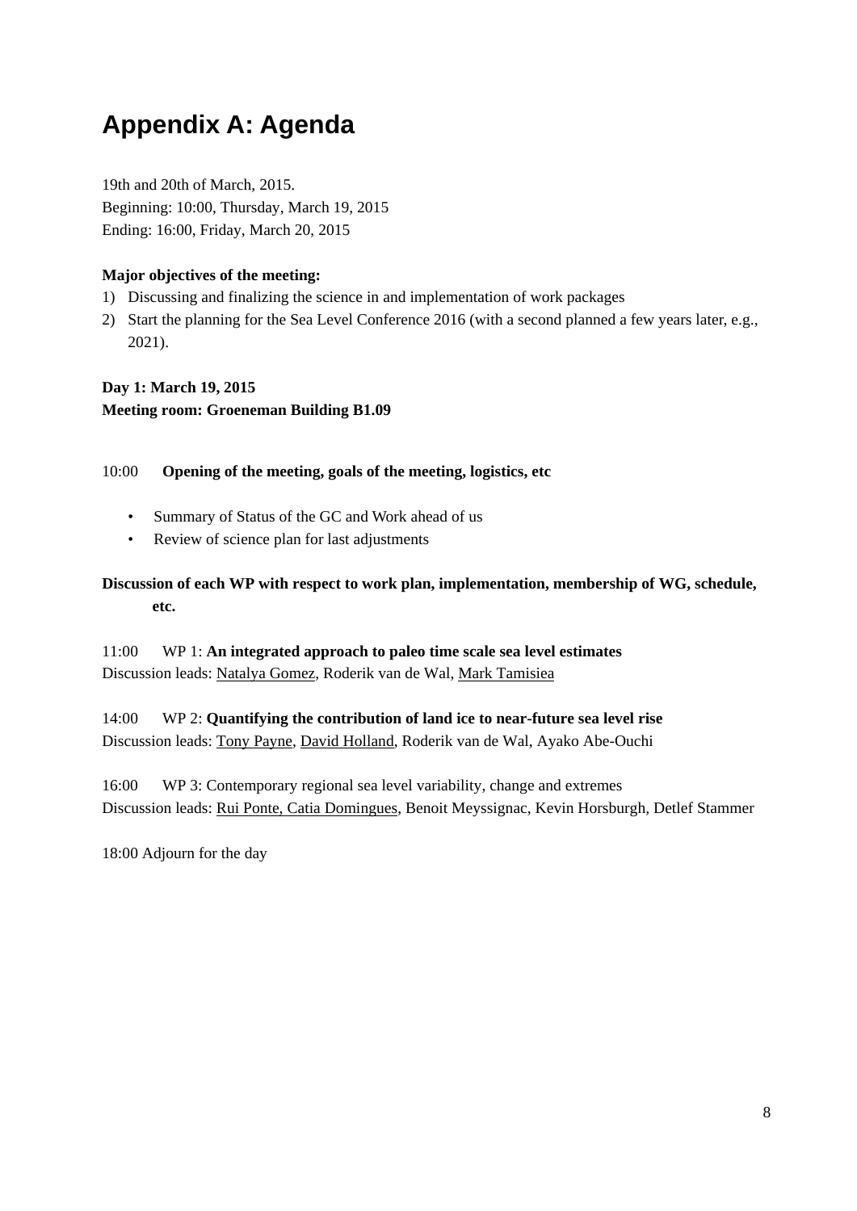# Appendix A: Agenda

19th and 20th of March, 2015.
Beginning: 10:00, Thursday, March 19, 2015
Ending: 16:00, Friday, March 20, 2015

**Major objectives of the meeting:**

1) Discussing and finalizing the science in and implementation of work packages
2) Start the planning for the Sea Level Conference 2016 (with a second planned a few years later, e.g., 2021).

**Day 1: March 19, 2015**
**Meeting room: Groeneman Building B1.09**

10:00 **Opening of the meeting, goals of the meeting, logistics, etc**

- Summary of Status of the GC and Work ahead of us
- Review of science plan for last adjustments

**Discussion of each WP with respect to work plan, implementation, membership of WG, schedule, etc.**

11:00 WP 1: **An integrated approach to paleo time scale sea level estimates**
Discussion leads: Natalya Gomez, Roderik van de Wal, Mark Tamisiea

14:00 WP 2: **Quantifying the contribution of land ice to near-future sea level rise**
Discussion leads: Tony Payne, David Holland, Roderik van de Wal, Ayako Abe-Ouchi

16:00 WP 3: Contemporary regional sea level variability, change and extremes
Discussion leads: Rui Ponte, Catia Domingues, Benoit Meyssignac, Kevin Horsburgh, Detlef Stammer

18:00 Adjourn for the day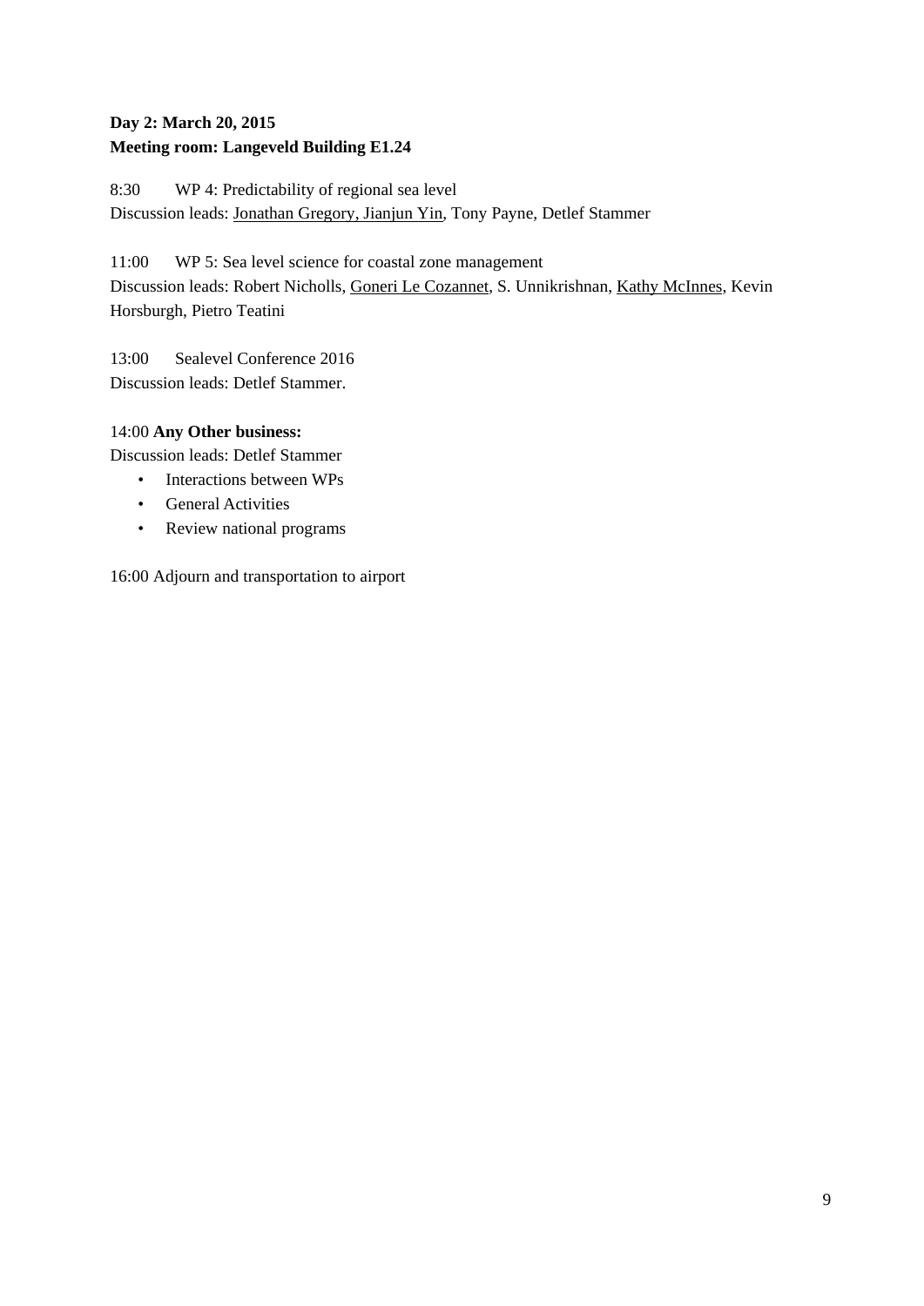**Day 2: March 20, 2015**
**Meeting room: Langeveld Building E1.24**

8:30 WP 4: Predictability of regional sea level
Discussion leads: Jonathan Gregory, Jianjun Yin, Tony Payne, Detlef Stammer

11:00 WP 5: Sea level science for coastal zone management
Discussion leads: Robert Nicholls, Goneri Le Cozannet, S. Unnikrishnan, Kathy McInnes, Kevin Horsburgh, Pietro Teatini

13:00 Sealevel Conference 2016
Discussion leads: Detlef Stammer.

14:00 **Any Other business:**
Discussion leads: Detlef Stammer

- Interactions between WPs
- General Activities
- Review national programs

16:00 Adjourn and transportation to airport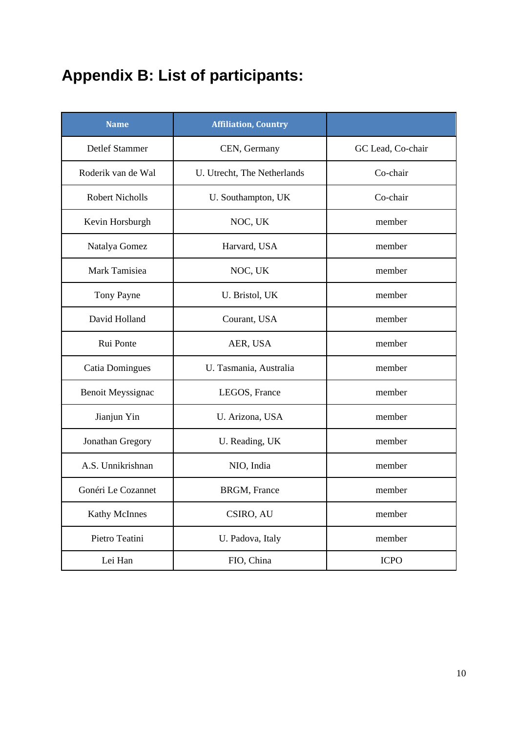# Appendix B: List of participants:

| Name | Affiliation, Country | |
|---|---|---|
| Detlef Stammer | CEN, Germany | GC Lead, Co-chair |
| Roderik van de Wal | U. Utrecht, The Netherlands | Co-chair |
| Robert Nicholls | U. Southampton, UK | Co-chair |
| Kevin Horsburgh | NOC, UK | member |
| Natalya Gomez | Harvard, USA | member |
| Mark Tamisiea | NOC, UK | member |
| Tony Payne | U. Bristol, UK | member |
| David Holland | Courant, USA | member |
| Rui Ponte | AER, USA | member |
| Catia Domingues | U. Tasmania, Australia | member |
| Benoit Meyssignac | LEGOS, France | member |
| Jianjun Yin | U. Arizona, USA | member |
| Jonathan Gregory | U. Reading, UK | member |
| A.S. Unnikrishnan | NIO, India | member |
| Gonéri Le Cozannet | BRGM, France | member |
| Kathy McInnes | CSIRO, AU | member |
| Pietro Teatini | U. Padova, Italy | member |
| Lei Han | FIO, China | ICPO |